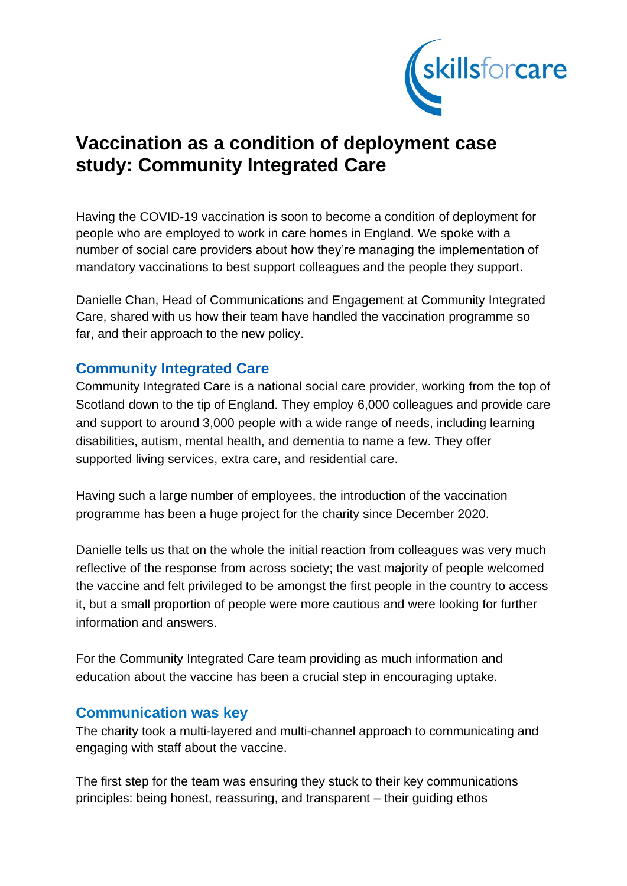# Vaccination as a condition of deployment case study: Community Integrated Care

Having the COVID-19 vaccination is soon to become a condition of deployment for people who are employed to work in care homes in England. We spoke with a number of social care providers about how they're managing the implementation of mandatory vaccinations to best support colleagues and the people they support.

Danielle Chan, Head of Communications and Engagement at Community Integrated Care, shared with us how their team have handled the vaccination programme so far, and their approach to the new policy.

## Community Integrated Care

Community Integrated Care is a national social care provider, working from the top of Scotland down to the tip of England. They employ 6,000 colleagues and provide care and support to around 3,000 people with a wide range of needs, including learning disabilities, autism, mental health, and dementia to name a few. They offer supported living services, extra care, and residential care.

Having such a large number of employees, the introduction of the vaccination programme has been a huge project for the charity since December 2020.

Danielle tells us that on the whole the initial reaction from colleagues was very much reflective of the response from across society; the vast majority of people welcomed the vaccine and felt privileged to be amongst the first people in the country to access it, but a small proportion of people were more cautious and were looking for further information and answers.

For the Community Integrated Care team providing as much information and education about the vaccine has been a crucial step in encouraging uptake.

## Communication was key

The charity took a multi-layered and multi-channel approach to communicating and engaging with staff about the vaccine.

The first step for the team was ensuring they stuck to their key communications principles: being honest, reassuring, and transparent – their guiding ethos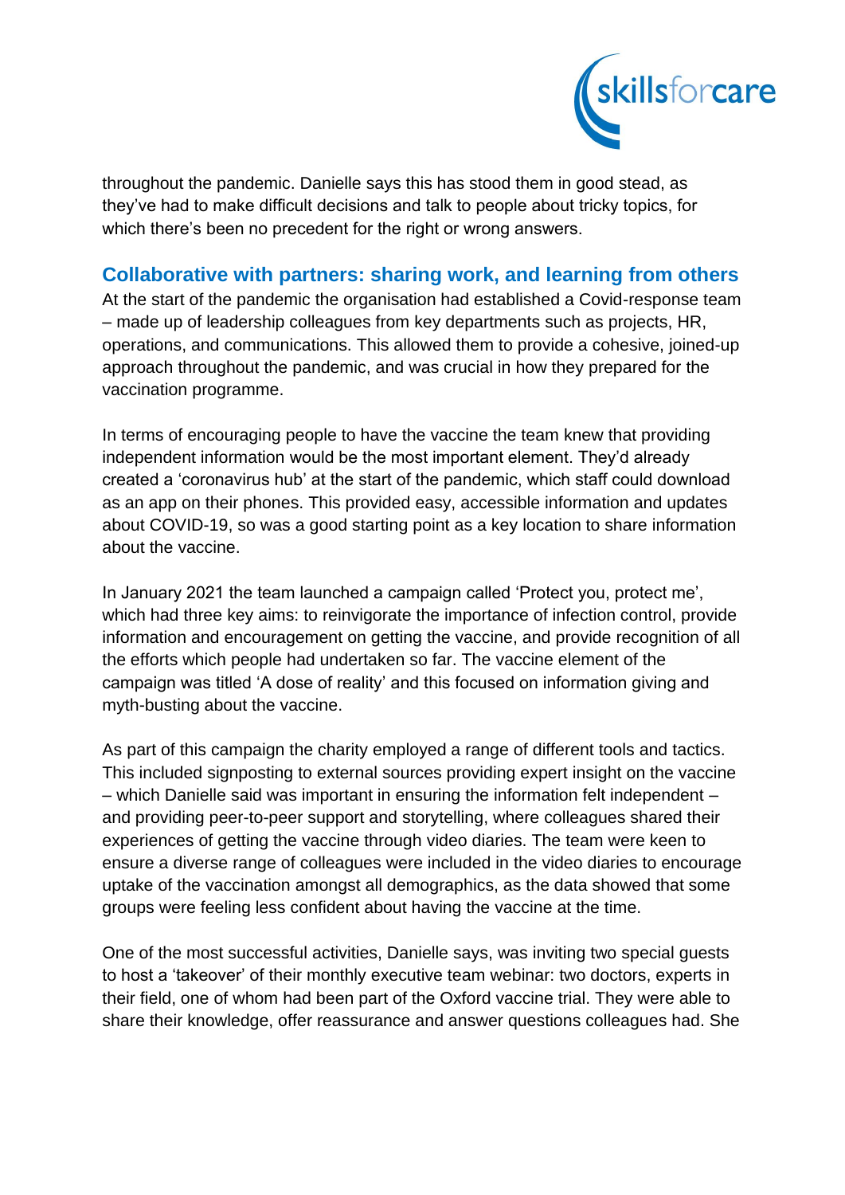throughout the pandemic. Danielle says this has stood them in good stead, as they've had to make difficult decisions and talk to people about tricky topics, for which there's been no precedent for the right or wrong answers.

## Collaborative with partners: sharing work, and learning from others

At the start of the pandemic the organisation had established a Covid-response team – made up of leadership colleagues from key departments such as projects, HR, operations, and communications. This allowed them to provide a cohesive, joined-up approach throughout the pandemic, and was crucial in how they prepared for the vaccination programme.

In terms of encouraging people to have the vaccine the team knew that providing independent information would be the most important element. They'd already created a 'coronavirus hub' at the start of the pandemic, which staff could download as an app on their phones. This provided easy, accessible information and updates about COVID-19, so was a good starting point as a key location to share information about the vaccine.

In January 2021 the team launched a campaign called 'Protect you, protect me', which had three key aims: to reinvigorate the importance of infection control, provide information and encouragement on getting the vaccine, and provide recognition of all the efforts which people had undertaken so far. The vaccine element of the campaign was titled 'A dose of reality' and this focused on information giving and myth-busting about the vaccine.

As part of this campaign the charity employed a range of different tools and tactics. This included signposting to external sources providing expert insight on the vaccine – which Danielle said was important in ensuring the information felt independent – and providing peer-to-peer support and storytelling, where colleagues shared their experiences of getting the vaccine through video diaries. The team were keen to ensure a diverse range of colleagues were included in the video diaries to encourage uptake of the vaccination amongst all demographics, as the data showed that some groups were feeling less confident about having the vaccine at the time.

One of the most successful activities, Danielle says, was inviting two special guests to host a 'takeover' of their monthly executive team webinar: two doctors, experts in their field, one of whom had been part of the Oxford vaccine trial. They were able to share their knowledge, offer reassurance and answer questions colleagues had. She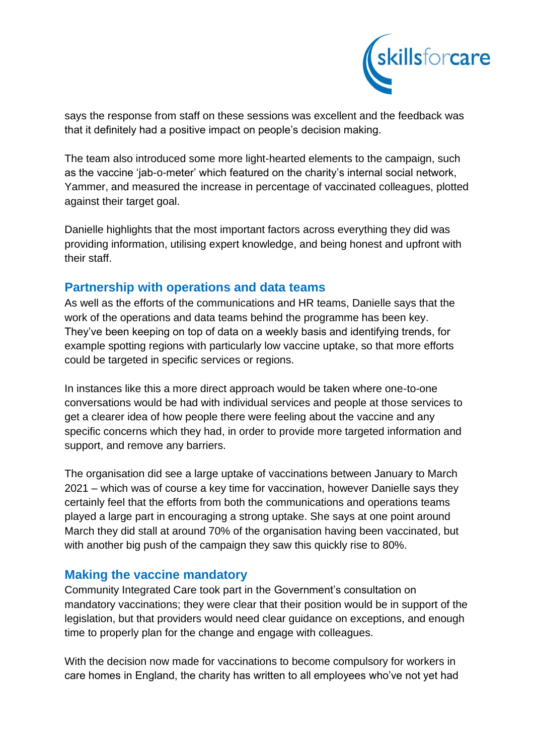says the response from staff on these sessions was excellent and the feedback was that it definitely had a positive impact on people's decision making.

The team also introduced some more light-hearted elements to the campaign, such as the vaccine 'jab-o-meter' which featured on the charity's internal social network, Yammer, and measured the increase in percentage of vaccinated colleagues, plotted against their target goal.

Danielle highlights that the most important factors across everything they did was providing information, utilising expert knowledge, and being honest and upfront with their staff.

## Partnership with operations and data teams

As well as the efforts of the communications and HR teams, Danielle says that the work of the operations and data teams behind the programme has been key. They've been keeping on top of data on a weekly basis and identifying trends, for example spotting regions with particularly low vaccine uptake, so that more efforts could be targeted in specific services or regions.

In instances like this a more direct approach would be taken where one-to-one conversations would be had with individual services and people at those services to get a clearer idea of how people there were feeling about the vaccine and any specific concerns which they had, in order to provide more targeted information and support, and remove any barriers.

The organisation did see a large uptake of vaccinations between January to March 2021 – which was of course a key time for vaccination, however Danielle says they certainly feel that the efforts from both the communications and operations teams played a large part in encouraging a strong uptake. She says at one point around March they did stall at around 70% of the organisation having been vaccinated, but with another big push of the campaign they saw this quickly rise to 80%.

## Making the vaccine mandatory

Community Integrated Care took part in the Government's consultation on mandatory vaccinations; they were clear that their position would be in support of the legislation, but that providers would need clear guidance on exceptions, and enough time to properly plan for the change and engage with colleagues.

With the decision now made for vaccinations to become compulsory for workers in care homes in England, the charity has written to all employees who've not yet had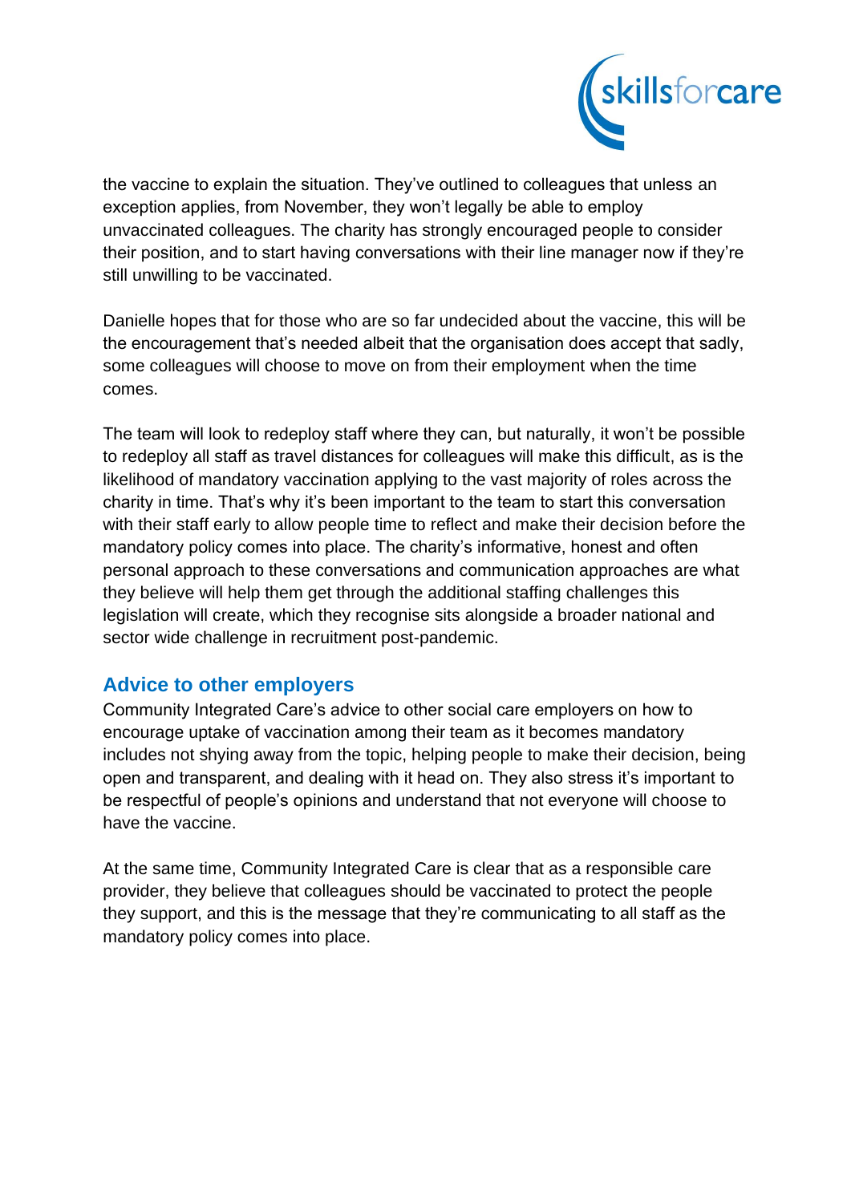the vaccine to explain the situation. They've outlined to colleagues that unless an exception applies, from November, they won't legally be able to employ unvaccinated colleagues. The charity has strongly encouraged people to consider their position, and to start having conversations with their line manager now if they're still unwilling to be vaccinated.

Danielle hopes that for those who are so far undecided about the vaccine, this will be the encouragement that's needed albeit that the organisation does accept that sadly, some colleagues will choose to move on from their employment when the time comes.

The team will look to redeploy staff where they can, but naturally, it won't be possible to redeploy all staff as travel distances for colleagues will make this difficult, as is the likelihood of mandatory vaccination applying to the vast majority of roles across the charity in time. That's why it's been important to the team to start this conversation with their staff early to allow people time to reflect and make their decision before the mandatory policy comes into place. The charity's informative, honest and often personal approach to these conversations and communication approaches are what they believe will help them get through the additional staffing challenges this legislation will create, which they recognise sits alongside a broader national and sector wide challenge in recruitment post-pandemic.

## Advice to other employers

Community Integrated Care's advice to other social care employers on how to encourage uptake of vaccination among their team as it becomes mandatory includes not shying away from the topic, helping people to make their decision, being open and transparent, and dealing with it head on. They also stress it's important to be respectful of people's opinions and understand that not everyone will choose to have the vaccine.

At the same time, Community Integrated Care is clear that as a responsible care provider, they believe that colleagues should be vaccinated to protect the people they support, and this is the message that they're communicating to all staff as the mandatory policy comes into place.